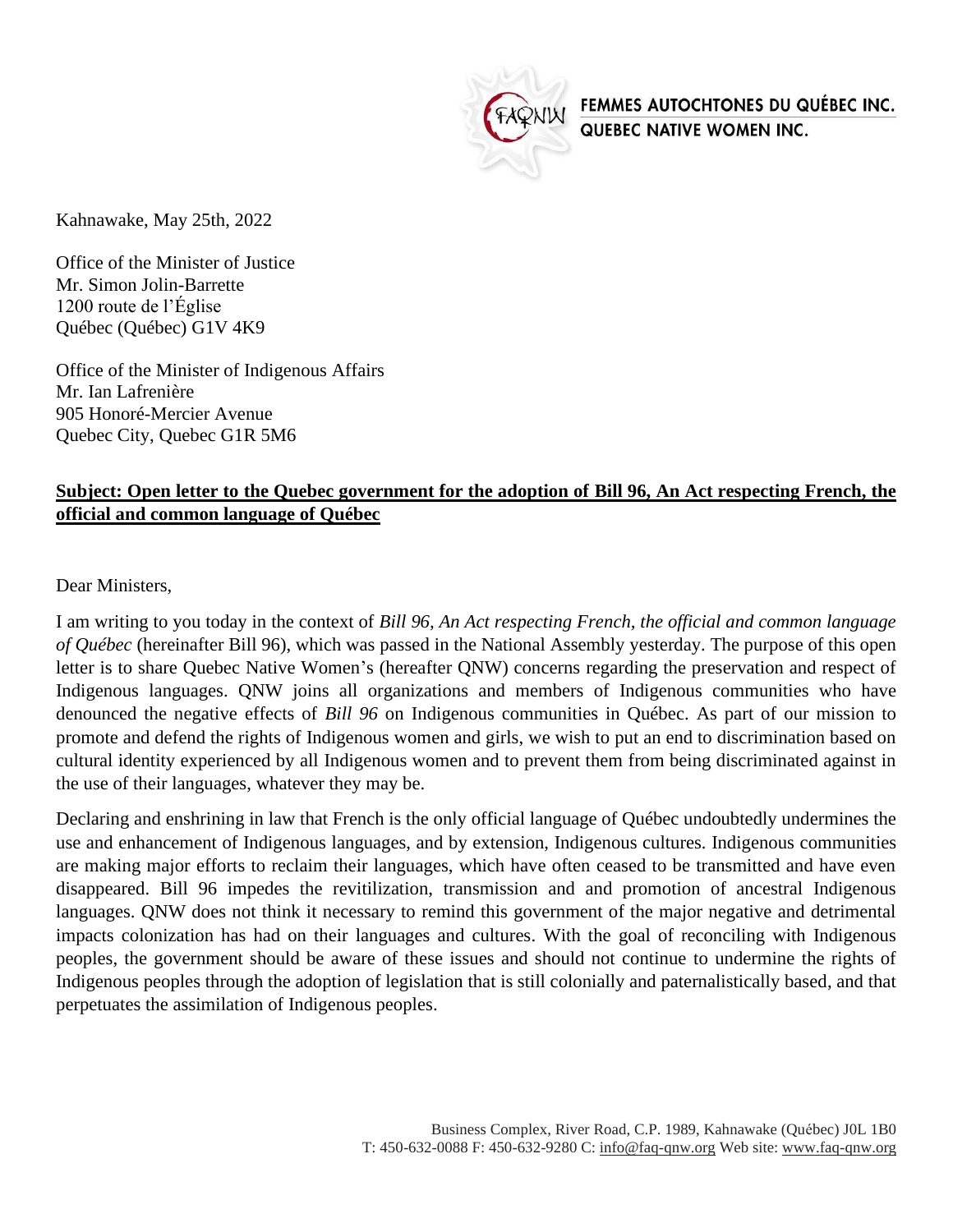FEMMES AUTOCHTONES DU QUÉBEC INC.
QUEBEC NATIVE WOMEN INC.

Kahnawake, May 25th, 2022

Office of the Minister of Justice
Mr. Simon Jolin-Barrette
1200 route de l'Église
Québec (Québec) G1V 4K9

Office of the Minister of Indigenous Affairs
Mr. Ian Lafrenière
905 Honoré-Mercier Avenue
Quebec City, Quebec G1R 5M6

**Subject: Open letter to the Quebec government for the adoption of Bill 96, An Act respecting French, the official and common language of Québec**

Dear Ministers,

I am writing to you today in the context of *Bill 96, An Act respecting French, the official and common language of Québec* (hereinafter Bill 96), which was passed in the National Assembly yesterday. The purpose of this open letter is to share Quebec Native Women's (hereafter QNW) concerns regarding the preservation and respect of Indigenous languages. QNW joins all organizations and members of Indigenous communities who have denounced the negative effects of *Bill 96* on Indigenous communities in Québec. As part of our mission to promote and defend the rights of Indigenous women and girls, we wish to put an end to discrimination based on cultural identity experienced by all Indigenous women and to prevent them from being discriminated against in the use of their languages, whatever they may be.

Declaring and enshrining in law that French is the only official language of Québec undoubtedly undermines the use and enhancement of Indigenous languages, and by extension, Indigenous cultures. Indigenous communities are making major efforts to reclaim their languages, which have often ceased to be transmitted and have even disappeared. Bill 96 impedes the revitilization, transmission and and promotion of ancestral Indigenous languages. QNW does not think it necessary to remind this government of the major negative and detrimental impacts colonization has had on their languages and cultures. With the goal of reconciling with Indigenous peoples, the government should be aware of these issues and should not continue to undermine the rights of Indigenous peoples through the adoption of legislation that is still colonially and paternalistically based, and that perpetuates the assimilation of Indigenous peoples.

Business Complex, River Road, C.P. 1989, Kahnawake (Québec) J0L 1B0
T: 450-632-0088 F: 450-632-9280 C: info@faq-qnw.org Web site: www.faq-qnw.org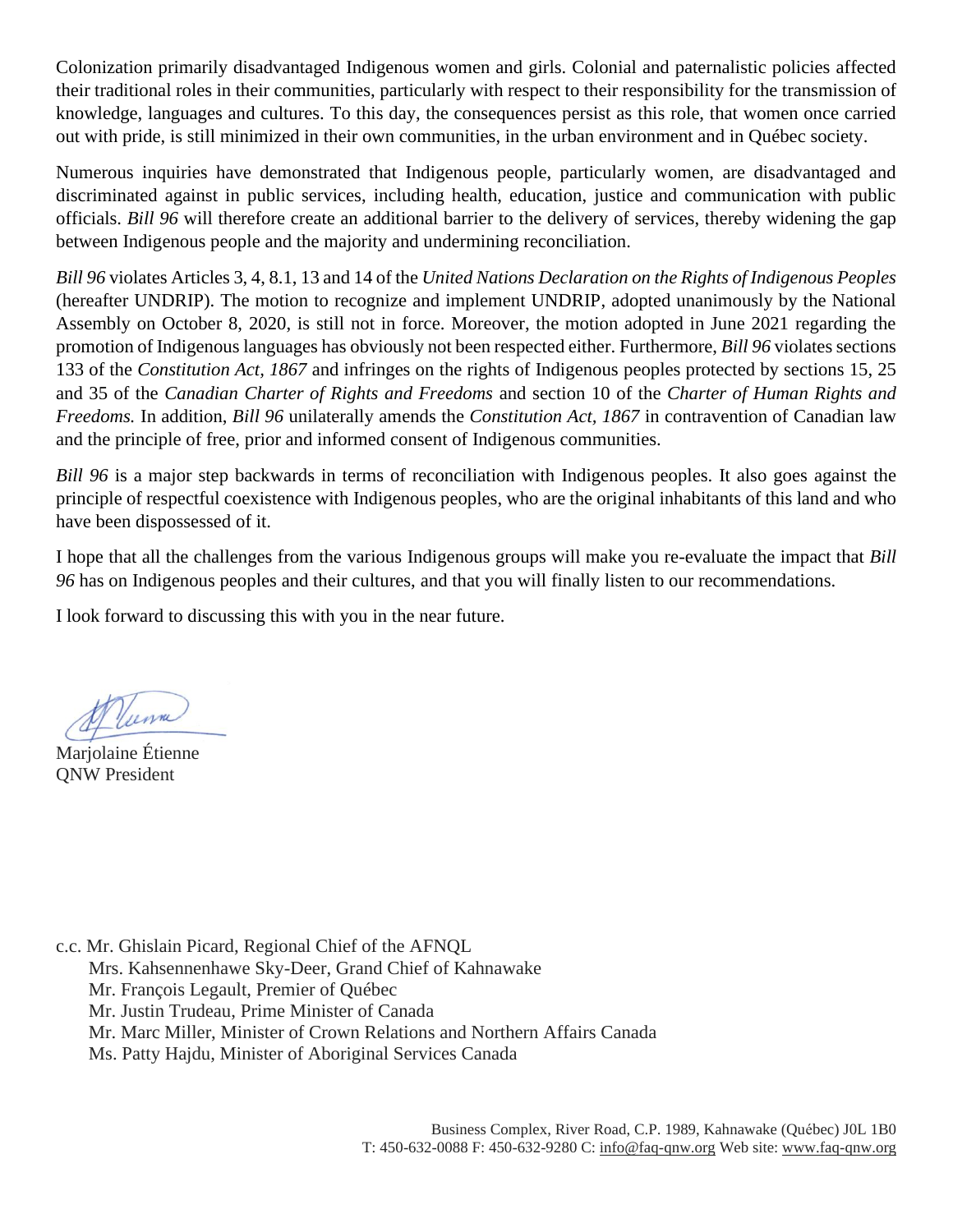Colonization primarily disadvantaged Indigenous women and girls. Colonial and paternalistic policies affected their traditional roles in their communities, particularly with respect to their responsibility for the transmission of knowledge, languages and cultures. To this day, the consequences persist as this role, that women once carried out with pride, is still minimized in their own communities, in the urban environment and in Québec society.

Numerous inquiries have demonstrated that Indigenous people, particularly women, are disadvantaged and discriminated against in public services, including health, education, justice and communication with public officials. *Bill 96* will therefore create an additional barrier to the delivery of services, thereby widening the gap between Indigenous people and the majority and undermining reconciliation.

*Bill 96* violates Articles 3, 4, 8.1, 13 and 14 of the *United Nations Declaration on the Rights of Indigenous Peoples* (hereafter UNDRIP). The motion to recognize and implement UNDRIP, adopted unanimously by the National Assembly on October 8, 2020, is still not in force. Moreover, the motion adopted in June 2021 regarding the promotion of Indigenous languages has obviously not been respected either. Furthermore, *Bill 96* violates sections 133 of the *Constitution Act, 1867* and infringes on the rights of Indigenous peoples protected by sections 15, 25 and 35 of the *Canadian Charter of Rights and Freedoms* and section 10 of the *Charter of Human Rights and Freedoms.* In addition, *Bill 96* unilaterally amends the *Constitution Act, 1867* in contravention of Canadian law and the principle of free, prior and informed consent of Indigenous communities.

*Bill 96* is a major step backwards in terms of reconciliation with Indigenous peoples. It also goes against the principle of respectful coexistence with Indigenous peoples, who are the original inhabitants of this land and who have been dispossessed of it.

I hope that all the challenges from the various Indigenous groups will make you re-evaluate the impact that *Bill 96* has on Indigenous peoples and their cultures, and that you will finally listen to our recommendations.

I look forward to discussing this with you in the near future.

Marjolaine Étienne
QNW President

c.c. Mr. Ghislain Picard, Regional Chief of the AFNQL
Mrs. Kahsennenhawe Sky-Deer, Grand Chief of Kahnawake
Mr. François Legault, Premier of Québec
Mr. Justin Trudeau, Prime Minister of Canada
Mr. Marc Miller, Minister of Crown Relations and Northern Affairs Canada
Ms. Patty Hajdu, Minister of Aboriginal Services Canada

Business Complex, River Road, C.P. 1989, Kahnawake (Québec) J0L 1B0
T: 450-632-0088 F: 450-632-9280 C: info@faq-qnw.org Web site: www.faq-qnw.org